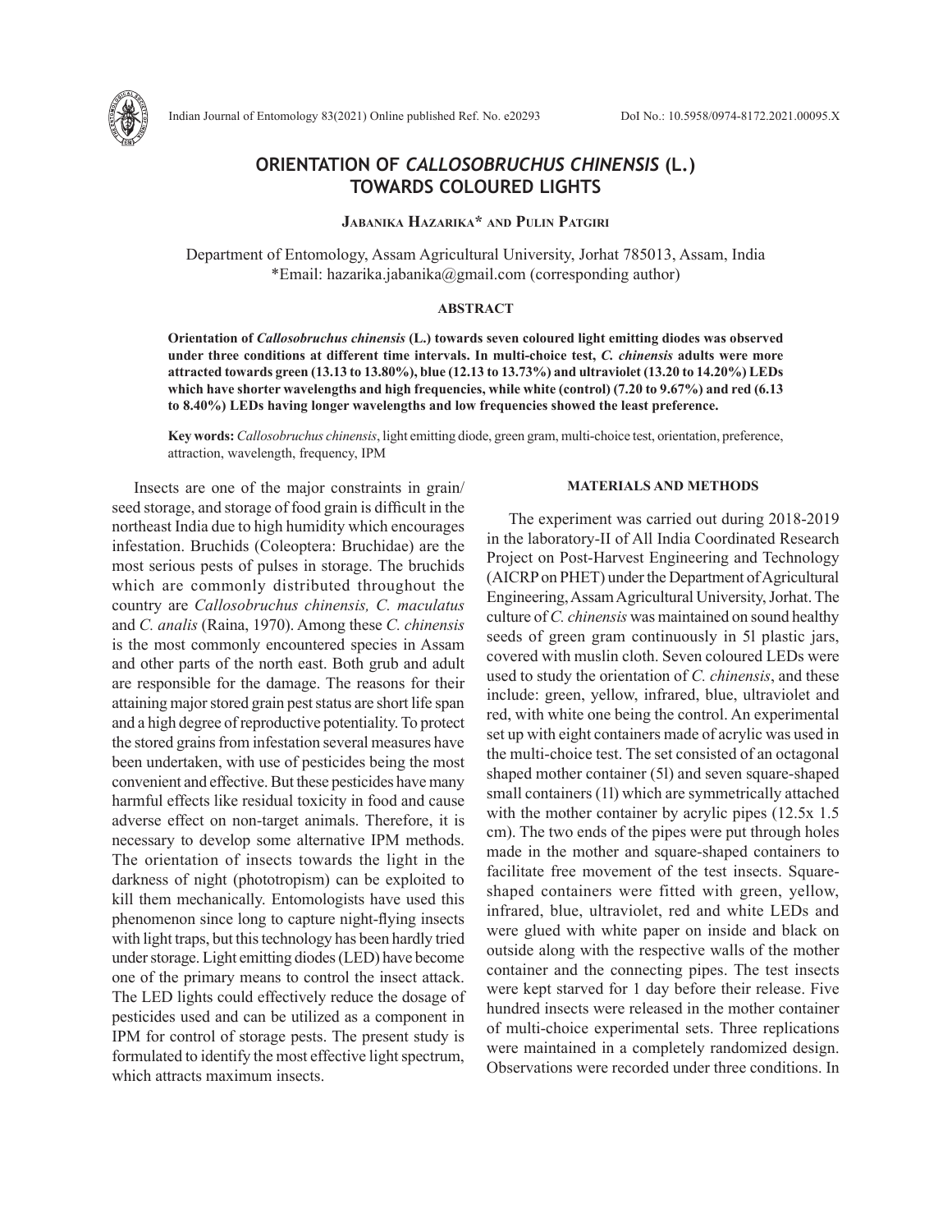# ORIENTATION OF *CALLOSOBRUCHUS CHINENSIS* (L.) TOWARDS COLOURED LIGHTS

**Jabanika Hazarika\* and Pulin Patgiri**

Department of Entomology, Assam Agricultural University, Jorhat 785013, Assam, India
\*Email: hazarika.jabanika@gmail.com (corresponding author)

## ABSTRACT

**Orientation of *Callosobruchus chinensis* (L.) towards seven coloured light emitting diodes was observed under three conditions at different time intervals. In multi-choice test, *C. chinensis* adults were more attracted towards green (13.13 to 13.80%), blue (12.13 to 13.73%) and ultraviolet (13.20 to 14.20%) LEDs which have shorter wavelengths and high frequencies, while white (control) (7.20 to 9.67%) and red (6.13 to 8.40%) LEDs having longer wavelengths and low frequencies showed the least preference.**

**Key words:** *Callosobruchus chinensis*, light emitting diode, green gram, multi-choice test, orientation, preference, attraction, wavelength, frequency, IPM

Insects are one of the major constraints in grain/seed storage, and storage of food grain is difficult in the northeast India due to high humidity which encourages infestation. Bruchids (Coleoptera: Bruchidae) are the most serious pests of pulses in storage. The bruchids which are commonly distributed throughout the country are *Callosobruchus chinensis, C. maculatus* and *C. analis* (Raina, 1970). Among these *C. chinensis* is the most commonly encountered species in Assam and other parts of the north east. Both grub and adult are responsible for the damage. The reasons for their attaining major stored grain pest status are short life span and a high degree of reproductive potentiality. To protect the stored grains from infestation several measures have been undertaken, with use of pesticides being the most convenient and effective. But these pesticides have many harmful effects like residual toxicity in food and cause adverse effect on non-target animals. Therefore, it is necessary to develop some alternative IPM methods. The orientation of insects towards the light in the darkness of night (phototropism) can be exploited to kill them mechanically. Entomologists have used this phenomenon since long to capture night-flying insects with light traps, but this technology has been hardly tried under storage. Light emitting diodes (LED) have become one of the primary means to control the insect attack. The LED lights could effectively reduce the dosage of pesticides used and can be utilized as a component in IPM for control of storage pests. The present study is formulated to identify the most effective light spectrum, which attracts maximum insects.

## MATERIALS AND METHODS

The experiment was carried out during 2018-2019 in the laboratory-II of All India Coordinated Research Project on Post-Harvest Engineering and Technology (AICRP on PHET) under the Department of Agricultural Engineering, Assam Agricultural University, Jorhat. The culture of *C. chinensis* was maintained on sound healthy seeds of green gram continuously in 5l plastic jars, covered with muslin cloth. Seven coloured LEDs were used to study the orientation of *C. chinensis*, and these include: green, yellow, infrared, blue, ultraviolet and red, with white one being the control. An experimental set up with eight containers made of acrylic was used in the multi-choice test. The set consisted of an octagonal shaped mother container (5l) and seven square-shaped small containers (1l) which are symmetrically attached with the mother container by acrylic pipes (12.5x 1.5 cm). The two ends of the pipes were put through holes made in the mother and square-shaped containers to facilitate free movement of the test insects. Square-shaped containers were fitted with green, yellow, infrared, blue, ultraviolet, red and white LEDs and were glued with white paper on inside and black on outside along with the respective walls of the mother container and the connecting pipes. The test insects were kept starved for 1 day before their release. Five hundred insects were released in the mother container of multi-choice experimental sets. Three replications were maintained in a completely randomized design. Observations were recorded under three conditions. In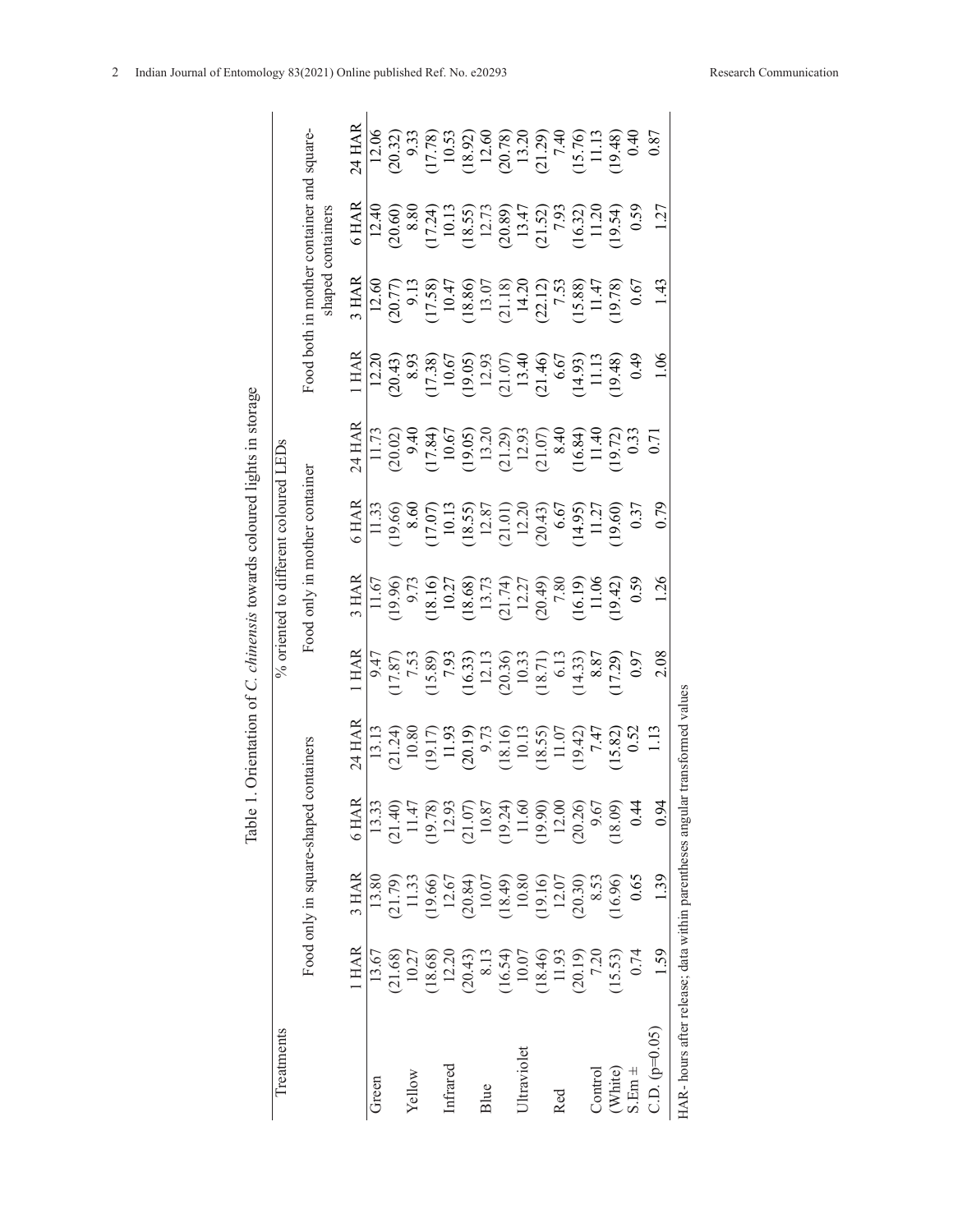Table 1. Orientation of *C. chinensis* towards coloured lights in storage

| Treatments | % oriented to different coloured LEDs | | | | | | | | | | | |
|---|---|---|---|---|---|---|---|---|---|---|---|---|
| | Food only in square-shaped containers | | | | Food only in mother container | | | | Food both in mother container and square-shaped containers | | | |
| | 1 HAR | 3 HAR | 6 HAR | 24 HAR | 1 HAR | 3 HAR | 6 HAR | 24 HAR | 1 HAR | 3 HAR | 6 HAR | 24 HAR |
| Green | 13.67 (21.68) | 13.80 (21.79) | 13.33 (21.40) | 13.13 (21.24) | 9.47 (17.87) | 11.67 (19.96) | 11.33 (19.66) | 11.73 (20.02) | 12.20 (20.43) | 12.60 (20.77) | 12.40 (20.60) | 12.06 (20.32) |
| Yellow | 10.27 (18.68) | 11.33 (19.66) | 11.47 (19.78) | 10.80 (19.17) | 7.53 (15.89) | 9.73 (18.16) | 8.60 (17.07) | 9.40 (17.84) | 8.93 (17.38) | 9.13 (17.58) | 8.80 (17.24) | 9.33 (17.78) |
| Infrared | 12.20 (20.43) | 12.67 (20.84) | 12.93 (21.07) | 11.93 (20.19) | 7.93 (16.33) | 10.27 (18.68) | 10.13 (18.55) | 10.67 (19.05) | 10.67 (19.05) | 10.47 (18.86) | 10.13 (18.55) | 10.53 (18.92) |
| Blue | 8.13 (16.54) | 10.07 (18.49) | 10.87 (19.24) | 9.73 (18.16) | 12.13 (20.36) | 13.73 (21.74) | 12.87 (21.01) | 13.20 (21.29) | 12.93 (21.07) | 13.07 (21.18) | 12.73 (20.89) | 12.60 (20.78) |
| Ultraviolet | 10.07 (18.46) | 10.80 (19.16) | 11.60 (19.90) | 10.13 (18.55) | 10.33 (18.71) | 12.27 (20.49) | 12.20 (20.43) | 12.93 (21.07) | 13.40 (21.46) | 14.20 (22.12) | 13.47 (21.52) | 13.20 (21.29) |
| Red | 11.93 (20.19) | 12.07 (20.30) | 12.00 (20.26) | 11.07 (19.42) | 6.13 (14.33) | 7.80 (16.19) | 6.67 (14.95) | 8.40 (16.84) | 6.67 (14.93) | 7.53 (15.88) | 7.93 (16.32) | 7.40 (15.76) |
| Control (White) | 7.20 (15.53) | 8.53 (16.96) | 9.67 (18.09) | 7.47 (15.82) | 8.87 (17.29) | 11.06 (19.42) | 11.27 (19.60) | 11.40 (19.72) | 11.13 (19.48) | 11.47 (19.78) | 11.20 (19.54) | 11.13 (19.48) |
| S.Em ± | 0.74 | 0.65 | 0.44 | 0.52 | 0.97 | 0.59 | 0.37 | 0.33 | 0.49 | 0.67 | 0.59 | 0.40 |
| C.D. (p=0.05) | 1.59 | 1.39 | 0.94 | 1.13 | 2.08 | 1.26 | 0.79 | 0.71 | 1.06 | 1.43 | 1.27 | 0.87 |

HAR- hours after release; data within parentheses angular transformed values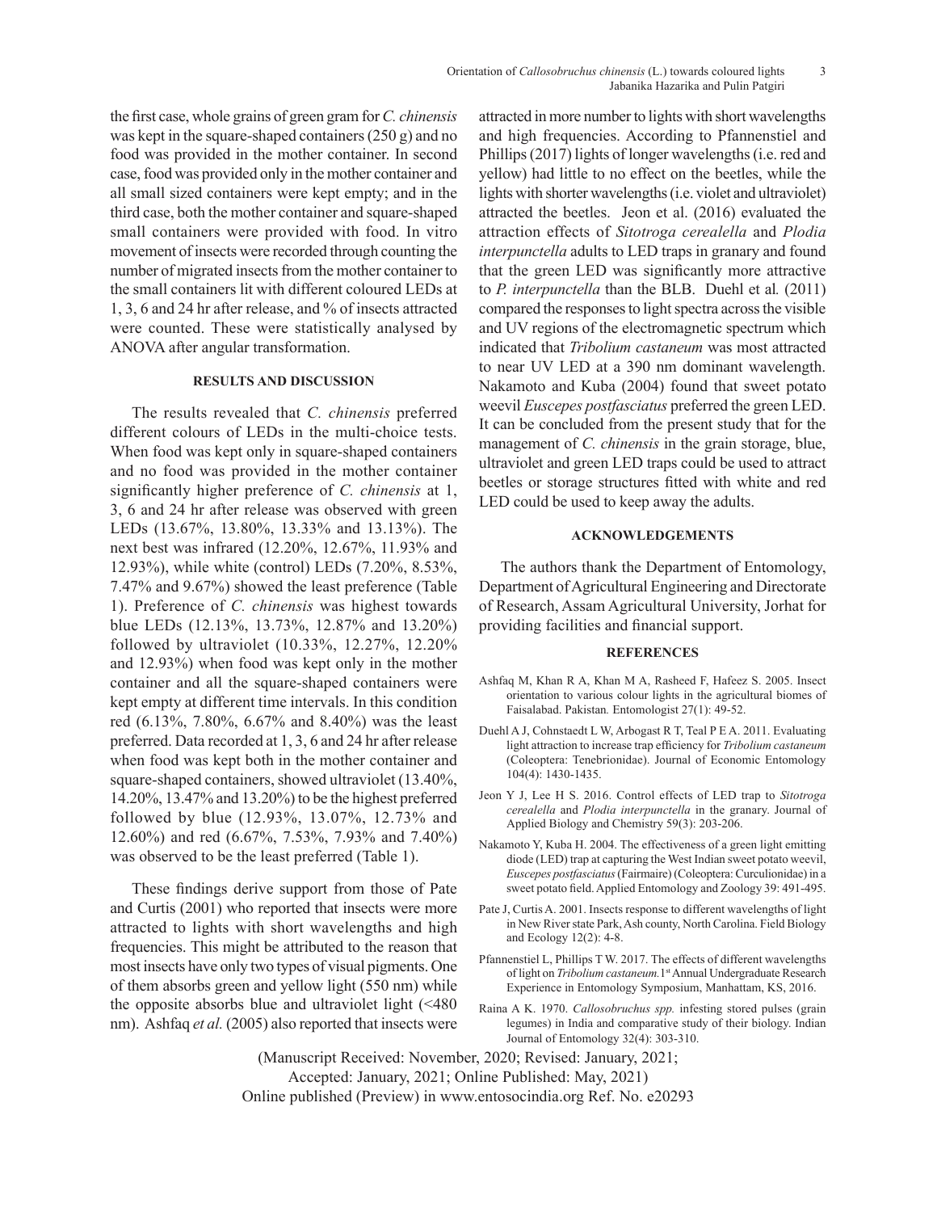the first case, whole grains of green gram for *C. chinensis* was kept in the square-shaped containers (250 g) and no food was provided in the mother container. In second case, food was provided only in the mother container and all small sized containers were kept empty; and in the third case, both the mother container and square-shaped small containers were provided with food. In vitro movement of insects were recorded through counting the number of migrated insects from the mother container to the small containers lit with different coloured LEDs at 1, 3, 6 and 24 hr after release, and % of insects attracted were counted. These were statistically analysed by ANOVA after angular transformation.

## RESULTS AND DISCUSSION

The results revealed that *C. chinensis* preferred different colours of LEDs in the multi-choice tests. When food was kept only in square-shaped containers and no food was provided in the mother container significantly higher preference of *C. chinensis* at 1, 3, 6 and 24 hr after release was observed with green LEDs (13.67%, 13.80%, 13.33% and 13.13%). The next best was infrared (12.20%, 12.67%, 11.93% and 12.93%), while white (control) LEDs (7.20%, 8.53%, 7.47% and 9.67%) showed the least preference (Table 1). Preference of *C. chinensis* was highest towards blue LEDs (12.13%, 13.73%, 12.87% and 13.20%) followed by ultraviolet (10.33%, 12.27%, 12.20% and 12.93%) when food was kept only in the mother container and all the square-shaped containers were kept empty at different time intervals. In this condition red (6.13%, 7.80%, 6.67% and 8.40%) was the least preferred. Data recorded at 1, 3, 6 and 24 hr after release when food was kept both in the mother container and square-shaped containers, showed ultraviolet (13.40%, 14.20%, 13.47% and 13.20%) to be the highest preferred followed by blue (12.93%, 13.07%, 12.73% and 12.60%) and red (6.67%, 7.53%, 7.93% and 7.40%) was observed to be the least preferred (Table 1).

These findings derive support from those of Pate and Curtis (2001) who reported that insects were more attracted to lights with short wavelengths and high frequencies. This might be attributed to the reason that most insects have only two types of visual pigments. One of them absorbs green and yellow light (550 nm) while the opposite absorbs blue and ultraviolet light (<480 nm). Ashfaq *et al.* (2005) also reported that insects were attracted in more number to lights with short wavelengths and high frequencies. According to Pfannenstiel and Phillips (2017) lights of longer wavelengths (i.e. red and yellow) had little to no effect on the beetles, while the lights with shorter wavelengths (i.e. violet and ultraviolet) attracted the beetles. Jeon et al. (2016) evaluated the attraction effects of *Sitotroga cerealella* and *Plodia interpunctella* adults to LED traps in granary and found that the green LED was significantly more attractive to *P. interpunctella* than the BLB. Duehl et al*.* (2011) compared the responses to light spectra across the visible and UV regions of the electromagnetic spectrum which indicated that *Tribolium castaneum* was most attracted to near UV LED at a 390 nm dominant wavelength. Nakamoto and Kuba (2004) found that sweet potato weevil *Euscepes postfasciatus* preferred the green LED. It can be concluded from the present study that for the management of *C. chinensis* in the grain storage, blue, ultraviolet and green LED traps could be used to attract beetles or storage structures fitted with white and red LED could be used to keep away the adults.

## ACKNOWLEDGEMENTS

The authors thank the Department of Entomology, Department of Agricultural Engineering and Directorate of Research, Assam Agricultural University, Jorhat for providing facilities and financial support.

## REFERENCES

Ashfaq M, Khan R A, Khan M A, Rasheed F, Hafeez S. 2005. Insect orientation to various colour lights in the agricultural biomes of Faisalabad. Pakistan*.* Entomologist 27(1): 49-52.

Duehl A J, Cohnstaedt L W, Arbogast R T, Teal P E A. 2011. Evaluating light attraction to increase trap efficiency for *Tribolium castaneum* (Coleoptera: Tenebrionidae). Journal of Economic Entomology 104(4): 1430-1435.

Jeon Y J, Lee H S. 2016. Control effects of LED trap to *Sitotroga cerealella* and *Plodia interpunctella* in the granary. Journal of Applied Biology and Chemistry 59(3): 203-206.

Nakamoto Y, Kuba H. 2004. The effectiveness of a green light emitting diode (LED) trap at capturing the West Indian sweet potato weevil, *Euscepes postfasciatus* (Fairmaire) (Coleoptera: Curculionidae) in a sweet potato field. Applied Entomology and Zoology 39: 491-495.

Pate J, Curtis A. 2001. Insects response to different wavelengths of light in New River state Park, Ash county, North Carolina. Field Biology and Ecology 12(2): 4-8.

Pfannenstiel L, Phillips T W. 2017. The effects of different wavelengths of light on *Tribolium castaneum.* 1st Annual Undergraduate Research Experience in Entomology Symposium, Manhattam, KS, 2016.

Raina A K. 1970. *Callosobruchus spp.* infesting stored pulses (grain legumes) in India and comparative study of their biology. Indian Journal of Entomology 32(4): 303-310.

(Manuscript Received: November, 2020; Revised: January, 2021; Accepted: January, 2021; Online Published: May, 2021)
Online published (Preview) in www.entosocindia.org Ref. No. e20293